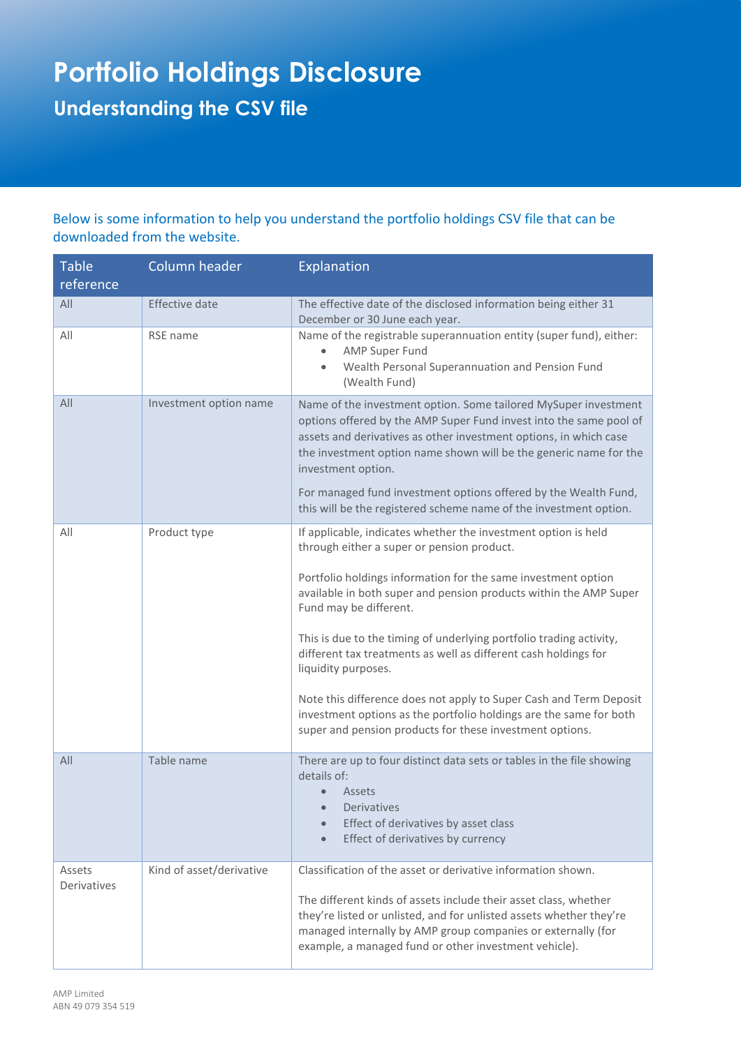# Portfolio Holdings Disclosure

## Understanding the CSV file

Below is some information to help you understand the portfolio holdings CSV file that can be downloaded from the website.

| Table reference | Column header | Explanation |
|---|---|---|
| All | Effective date | The effective date of the disclosed information being either 31 December or 30 June each year. |
| All | RSE name | Name of the registrable superannuation entity (super fund), either:<br>• AMP Super Fund<br>• Wealth Personal Superannuation and Pension Fund (Wealth Fund) |
| All | Investment option name | Name of the investment option. Some tailored MySuper investment options offered by the AMP Super Fund invest into the same pool of assets and derivatives as other investment options, in which case the investment option name shown will be the generic name for the investment option.<br><br>For managed fund investment options offered by the Wealth Fund, this will be the registered scheme name of the investment option. |
| All | Product type | If applicable, indicates whether the investment option is held through either a super or pension product.<br><br>Portfolio holdings information for the same investment option available in both super and pension products within the AMP Super Fund may be different.<br><br>This is due to the timing of underlying portfolio trading activity, different tax treatments as well as different cash holdings for liquidity purposes.<br><br>Note this difference does not apply to Super Cash and Term Deposit investment options as the portfolio holdings are the same for both super and pension products for these investment options. |
| All | Table name | There are up to four distinct data sets or tables in the file showing details of:<br>• Assets<br>• Derivatives<br>• Effect of derivatives by asset class<br>• Effect of derivatives by currency |
| Assets<br>Derivatives | Kind of asset/derivative | Classification of the asset or derivative information shown.<br><br>The different kinds of assets include their asset class, whether they're listed or unlisted, and for unlisted assets whether they're managed internally by AMP group companies or externally (for example, a managed fund or other investment vehicle). |

AMP Limited
ABN 49 079 354 519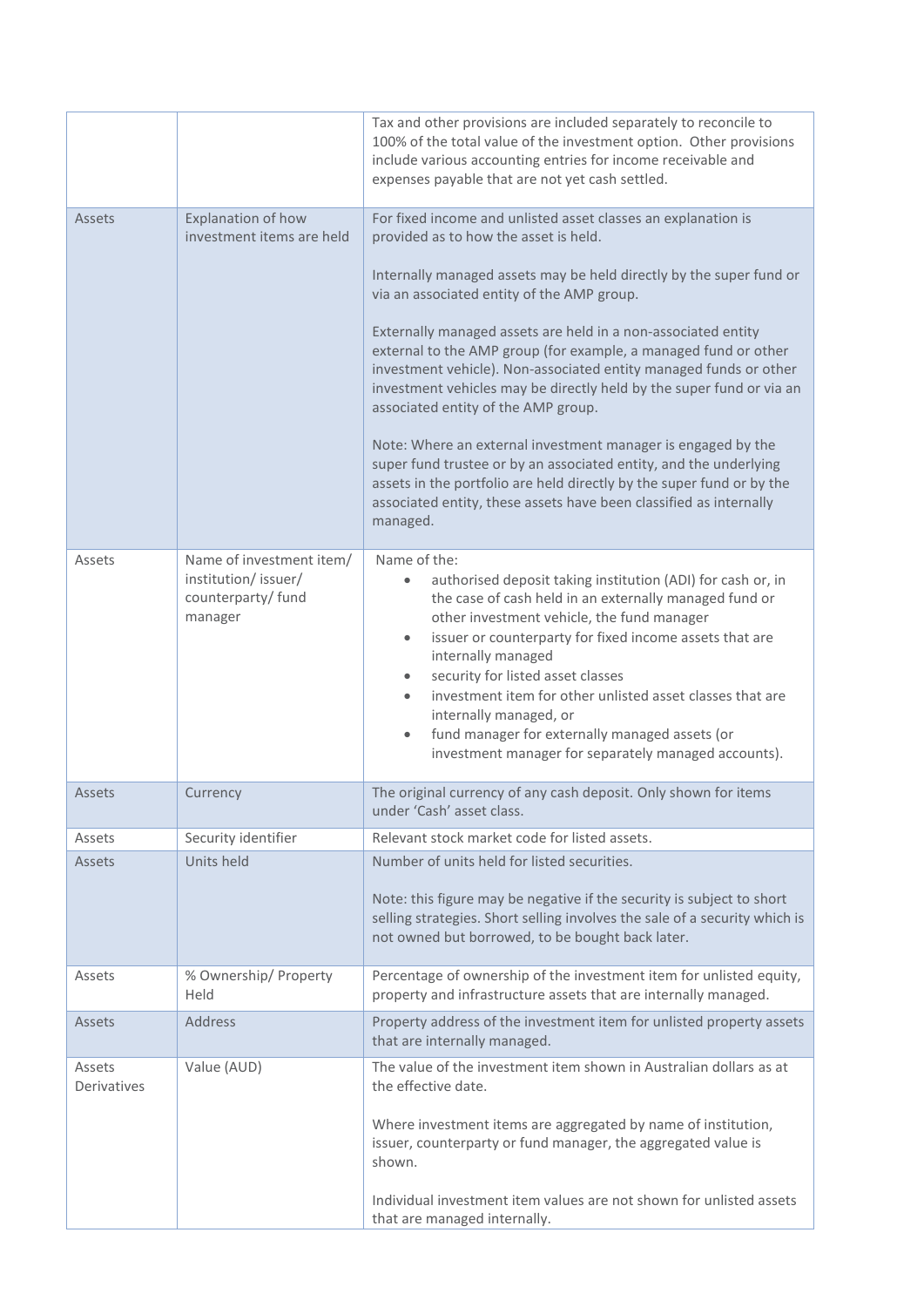| | | |
|---|---|---|
| | | Tax and other provisions are included separately to reconcile to 100% of the total value of the investment option. Other provisions include various accounting entries for income receivable and expenses payable that are not yet cash settled. |
| Assets | Explanation of how investment items are held | For fixed income and unlisted asset classes an explanation is provided as to how the asset is held.<br><br>Internally managed assets may be held directly by the super fund or via an associated entity of the AMP group.<br><br>Externally managed assets are held in a non-associated entity external to the AMP group (for example, a managed fund or other investment vehicle). Non-associated entity managed funds or other investment vehicles may be directly held by the super fund or via an associated entity of the AMP group.<br><br>Note: Where an external investment manager is engaged by the super fund trustee or by an associated entity, and the underlying assets in the portfolio are held directly by the super fund or by the associated entity, these assets have been classified as internally managed. |
| Assets | Name of investment item/ institution/ issuer/ counterparty/ fund manager | Name of the:<br>• authorised deposit taking institution (ADI) for cash or, in the case of cash held in an externally managed fund or other investment vehicle, the fund manager<br>• issuer or counterparty for fixed income assets that are internally managed<br>• security for listed asset classes<br>• investment item for other unlisted asset classes that are internally managed, or<br>• fund manager for externally managed assets (or investment manager for separately managed accounts). |
| Assets | Currency | The original currency of any cash deposit. Only shown for items under 'Cash' asset class. |
| Assets | Security identifier | Relevant stock market code for listed assets. |
| Assets | Units held | Number of units held for listed securities.<br><br>Note: this figure may be negative if the security is subject to short selling strategies. Short selling involves the sale of a security which is not owned but borrowed, to be bought back later. |
| Assets | % Ownership/ Property Held | Percentage of ownership of the investment item for unlisted equity, property and infrastructure assets that are internally managed. |
| Assets | Address | Property address of the investment item for unlisted property assets that are internally managed. |
| Assets Derivatives | Value (AUD) | The value of the investment item shown in Australian dollars as at the effective date.<br><br>Where investment items are aggregated by name of institution, issuer, counterparty or fund manager, the aggregated value is shown.<br><br>Individual investment item values are not shown for unlisted assets that are managed internally. |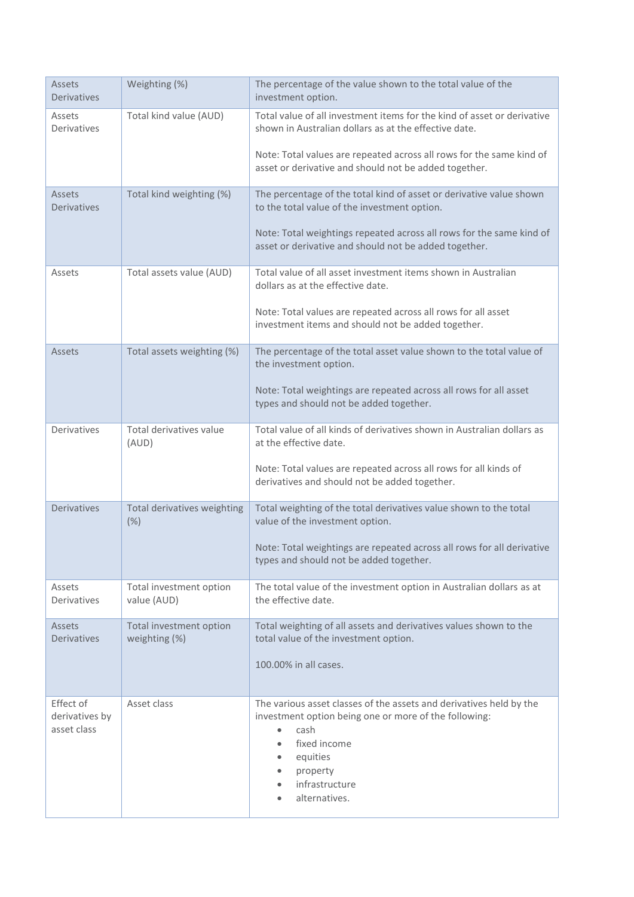| | | |
|---|---|---|
| Assets<br>Derivatives | Weighting (%) | The percentage of the value shown to the total value of the investment option. |
| Assets<br>Derivatives | Total kind value (AUD) | Total value of all investment items for the kind of asset or derivative shown in Australian dollars as at the effective date.<br><br>Note: Total values are repeated across all rows for the same kind of asset or derivative and should not be added together. |
| Assets<br>Derivatives | Total kind weighting (%) | The percentage of the total kind of asset or derivative value shown to the total value of the investment option.<br><br>Note: Total weightings repeated across all rows for the same kind of asset or derivative and should not be added together. |
| Assets | Total assets value (AUD) | Total value of all asset investment items shown in Australian dollars as at the effective date.<br><br>Note: Total values are repeated across all rows for all asset investment items and should not be added together. |
| Assets | Total assets weighting (%) | The percentage of the total asset value shown to the total value of the investment option.<br><br>Note: Total weightings are repeated across all rows for all asset types and should not be added together. |
| Derivatives | Total derivatives value (AUD) | Total value of all kinds of derivatives shown in Australian dollars as at the effective date.<br><br>Note: Total values are repeated across all rows for all kinds of derivatives and should not be added together. |
| Derivatives | Total derivatives weighting (%) | Total weighting of the total derivatives value shown to the total value of the investment option.<br><br>Note: Total weightings are repeated across all rows for all derivative types and should not be added together. |
| Assets<br>Derivatives | Total investment option value (AUD) | The total value of the investment option in Australian dollars as at the effective date. |
| Assets<br>Derivatives | Total investment option weighting (%) | Total weighting of all assets and derivatives values shown to the total value of the investment option.<br><br>100.00% in all cases. |
| Effect of derivatives by asset class | Asset class | The various asset classes of the assets and derivatives held by the investment option being one or more of the following:<br>• cash<br>• fixed income<br>• equities<br>• property<br>• infrastructure<br>• alternatives. |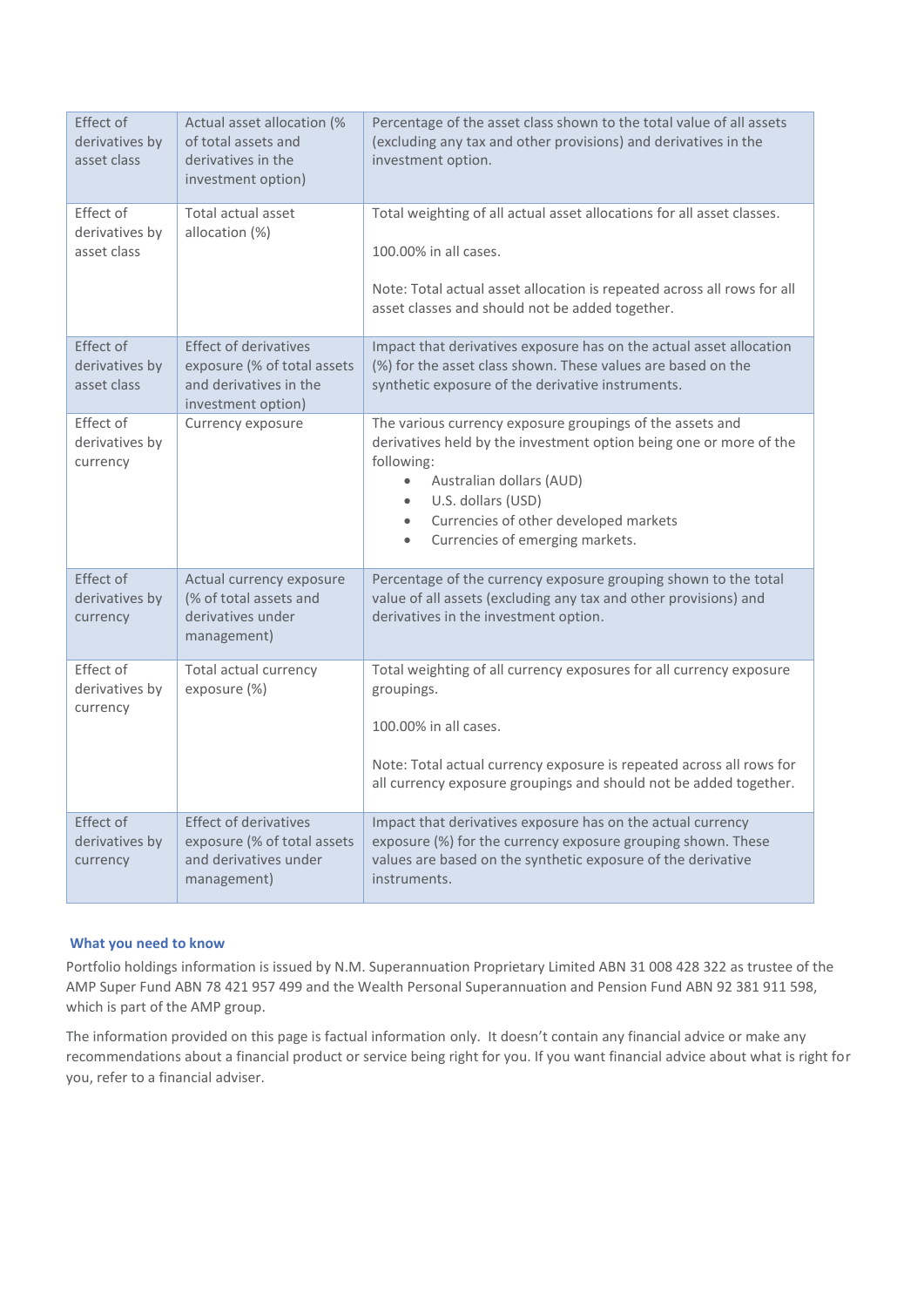| | | |
|---|---|---|
| Effect of derivatives by asset class | Actual asset allocation (% of total assets and derivatives in the investment option) | Percentage of the asset class shown to the total value of all assets (excluding any tax and other provisions) and derivatives in the investment option. |
| Effect of derivatives by asset class | Total actual asset allocation (%) | Total weighting of all actual asset allocations for all asset classes.<br><br>100.00% in all cases.<br><br>Note: Total actual asset allocation is repeated across all rows for all asset classes and should not be added together. |
| Effect of derivatives by asset class | Effect of derivatives exposure (% of total assets and derivatives in the investment option) | Impact that derivatives exposure has on the actual asset allocation (%) for the asset class shown. These values are based on the synthetic exposure of the derivative instruments. |
| Effect of derivatives by currency | Currency exposure | The various currency exposure groupings of the assets and derivatives held by the investment option being one or more of the following:<br>• Australian dollars (AUD)<br>• U.S. dollars (USD)<br>• Currencies of other developed markets<br>• Currencies of emerging markets. |
| Effect of derivatives by currency | Actual currency exposure (% of total assets and derivatives under management) | Percentage of the currency exposure grouping shown to the total value of all assets (excluding any tax and other provisions) and derivatives in the investment option. |
| Effect of derivatives by currency | Total actual currency exposure (%) | Total weighting of all currency exposures for all currency exposure groupings.<br><br>100.00% in all cases.<br><br>Note: Total actual currency exposure is repeated across all rows for all currency exposure groupings and should not be added together. |
| Effect of derivatives by currency | Effect of derivatives exposure (% of total assets and derivatives under management) | Impact that derivatives exposure has on the actual currency exposure (%) for the currency exposure grouping shown. These values are based on the synthetic exposure of the derivative instruments. |

### What you need to know

Portfolio holdings information is issued by N.M. Superannuation Proprietary Limited ABN 31 008 428 322 as trustee of the AMP Super Fund ABN 78 421 957 499 and the Wealth Personal Superannuation and Pension Fund ABN 92 381 911 598, which is part of the AMP group.

The information provided on this page is factual information only. It doesn't contain any financial advice or make any recommendations about a financial product or service being right for you. If you want financial advice about what is right for you, refer to a financial adviser.